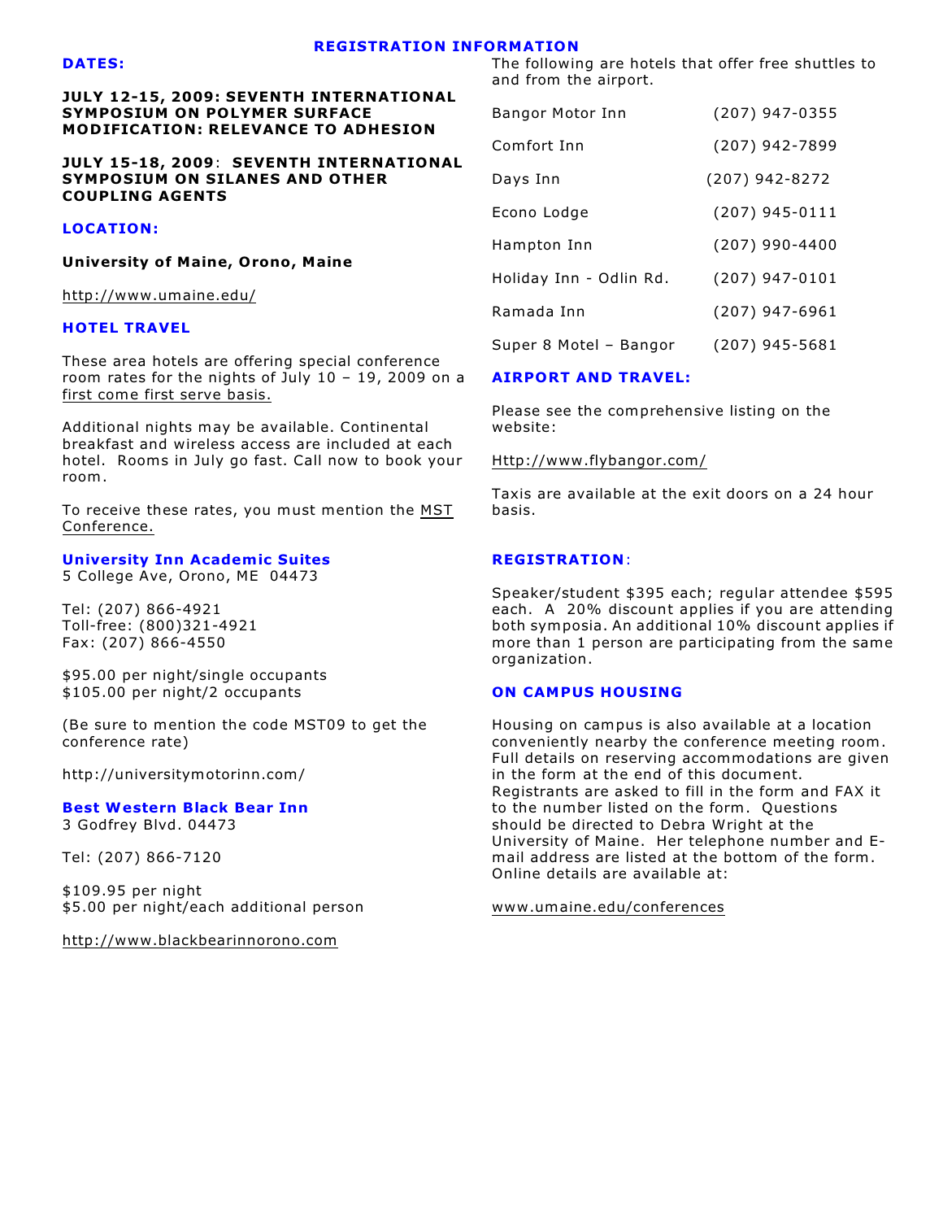# REGISTRATION INFORMATION

## DATES:

**JULY 12-15, 2009: SEVENTH INTERNATIONAL SYMPOSIUM ON POLYMER SURFACE MODIFICATION: RELEVANCE TO ADHESION**

**JULY 15-18, 2009**: **SEVENTH INTERNATIONAL SYMPOSIUM ON SILANES AND OTHER COUPLING AGENTS**

## LOCATION:

**University of Maine, Orono, Maine**

http://www.umaine.edu/

## HOTEL TRAVEL

These area hotels are offering special conference room rates for the nights of July 10 – 19, 2009 on a first come first serve basis.

Additional nights may be available. Continental breakfast and wireless access are included at each hotel. Rooms in July go fast. Call now to book your room.

To receive these rates, you must mention the MST Conference.

### University Inn Academic Suites

5 College Ave, Orono, ME 04473

Tel: (207) 866-4921
Toll-free: (800)321-4921
Fax: (207) 866-4550

$95.00 per night/single occupants
$105.00 per night/2 occupants

(Be sure to mention the code MST09 to get the conference rate)

http://universitymotorinn.com/

### Best Western Black Bear Inn

3 Godfrey Blvd. 04473

Tel: (207) 866-7120

$109.95 per night
$5.00 per night/each additional person

http://www.blackbearinnorono.com

The following are hotels that offer free shuttles to and from the airport.

| Hotel | Phone |
|---|---|
| Bangor Motor Inn | (207) 947-0355 |
| Comfort Inn | (207) 942-7899 |
| Days Inn | (207) 942-8272 |
| Econo Lodge | (207) 945-0111 |
| Hampton Inn | (207) 990-4400 |
| Holiday Inn - Odlin Rd. | (207) 947-0101 |
| Ramada Inn | (207) 947-6961 |
| Super 8 Motel – Bangor | (207) 945-5681 |

## AIRPORT AND TRAVEL:

Please see the comprehensive listing on the website:

Http://www.flybangor.com/

Taxis are available at the exit doors on a 24 hour basis.

## REGISTRATION:

Speaker/student $395 each; regular attendee $595 each. A 20% discount applies if you are attending both symposia. An additional 10% discount applies if more than 1 person are participating from the same organization.

## ON CAMPUS HOUSING

Housing on campus is also available at a location conveniently nearby the conference meeting room. Full details on reserving accommodations are given in the form at the end of this document. Registrants are asked to fill in the form and FAX it to the number listed on the form. Questions should be directed to Debra Wright at the University of Maine. Her telephone number and E-mail address are listed at the bottom of the form. Online details are available at:

www.umaine.edu/conferences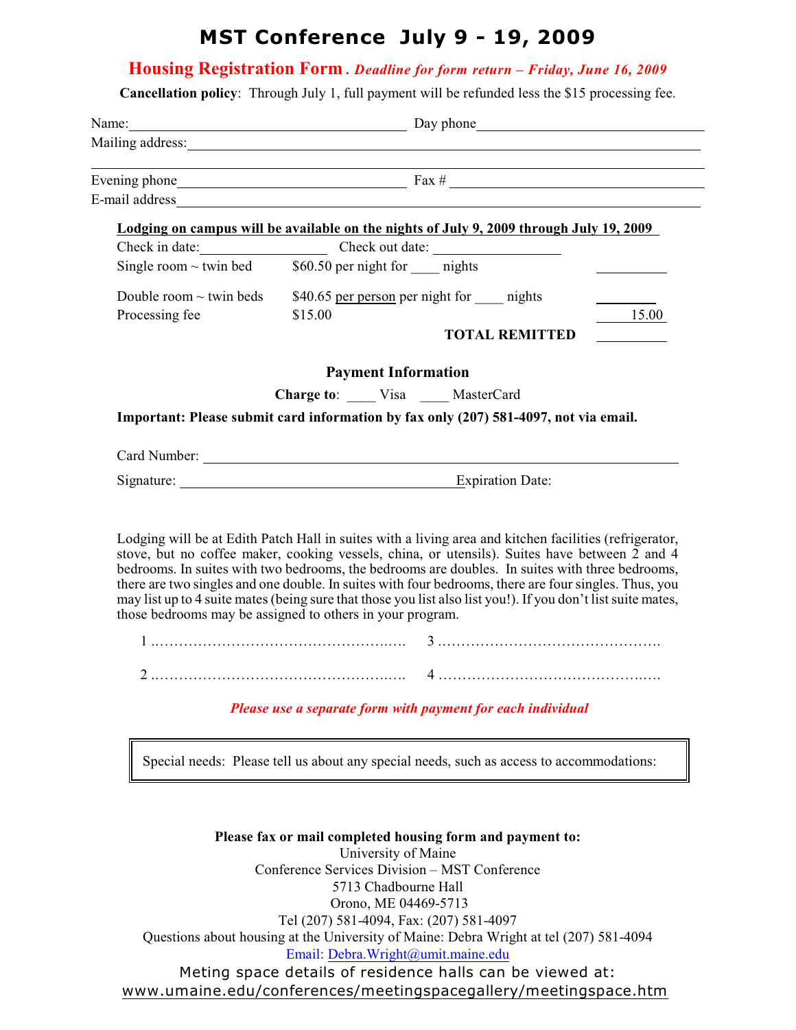# MST Conference July 9 - 19, 2009

**Housing Registration Form**. ***Deadline for form return – Friday, June 16, 2009***

**Cancellation policy**: Through July 1, full payment will be refunded less the $15 processing fee.

Name:________________________________ Day phone________________________________

Mailing address:________________________________________________________________

________________________________________________________________________________

Evening phone________________________________ Fax # ________________________________

E-mail address__________________________________________________________________

**Lodging on campus will be available on the nights of July 9, 2009 through July 19, 2009**

Check in date:________________ Check out date: ________________

| | | |
|---|---|---|
| Single room ~ twin bed | $60.50 per night for ____ nights | ________ |
| Double room ~ twin beds | $40.65 per person per night for ____ nights | ________ |
| Processing fee | $15.00 | 15.00 |
| | **TOTAL REMITTED** | ________ |

### Payment Information

**Charge to**: ____ Visa ____ MasterCard

**Important: Please submit card information by fax only (207) 581-4097, not via email.**

Card Number: ____________________________________________________________

Signature: ________________________________ Expiration Date:

Lodging will be at Edith Patch Hall in suites with a living area and kitchen facilities (refrigerator, stove, but no coffee maker, cooking vessels, china, or utensils). Suites have between 2 and 4 bedrooms. In suites with two bedrooms, the bedrooms are doubles. In suites with three bedrooms, there are two singles and one double. In suites with four bedrooms, there are four singles. Thus, you may list up to 4 suite mates (being sure that those you list also list you!). If you don't list suite mates, those bedrooms may be assigned to others in your program.

1 ……………………………………………… 3 ………………………………………

2 ……………………………………………… 4 ………………………………………

***Please use a separate form with payment for each individual***

Special needs: Please tell us about any special needs, such as access to accommodations:

**Please fax or mail completed housing form and payment to:**

University of Maine
Conference Services Division – MST Conference
5713 Chadbourne Hall
Orono, ME 04469-5713
Tel (207) 581-4094, Fax: (207) 581-4097
Questions about housing at the University of Maine: Debra Wright at tel (207) 581-4094
Email: Debra.Wright@umit.maine.edu

Meting space details of residence halls can be viewed at:
www.umaine.edu/conferences/meetingspacegallery/meetingspace.htm